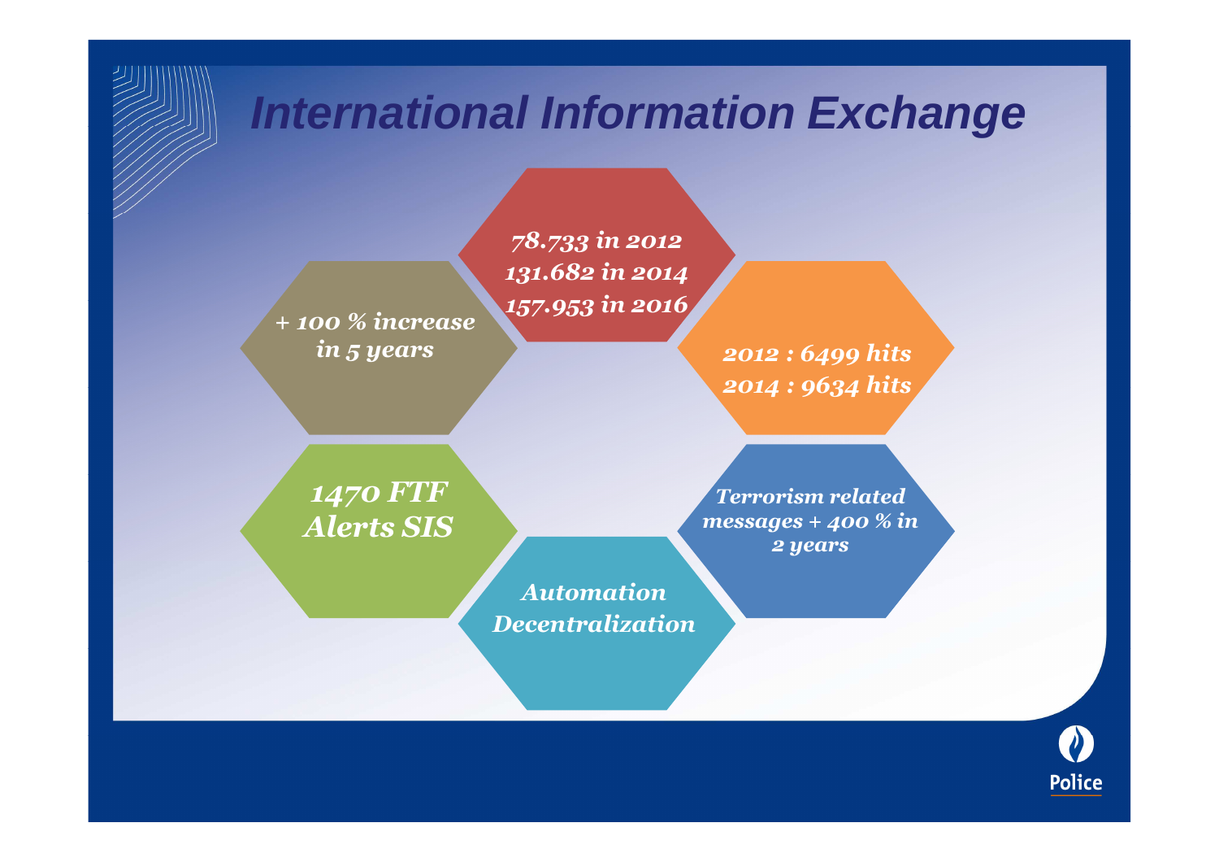# International Information Exchange

78.733 in 2012
131.682 in 2014
157.953 in 2016

+ 100 % increase in 5 years

2012 : 6499 hits
2014 : 9634 hits

1470 FTF Alerts SIS

Terrorism related messages + 400 % in 2 years

Automation
Decentralization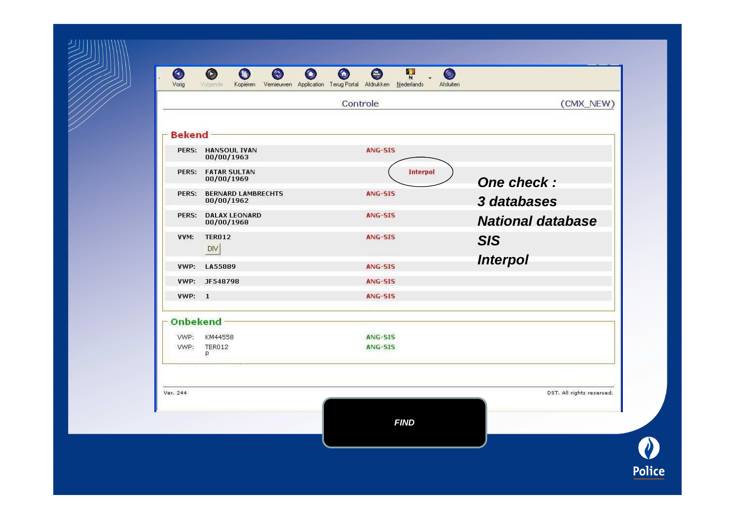Vorig | Volgende | Kopiëren | Vernieuwen | Application | Terug Portal | Afdrukken | Nederlands | Afsluiten

## Controle

(CMX_NEW)

### Bekend

| | | |
|---|---|---|
| PERS: | HANSOUL IVAN 00/00/1963 | ANG-SIS |
| PERS: | FATAR SULTAN 00/00/1969 | Interpol |
| PERS: | BERNARD LAMBRECHTS 00/00/1962 | ANG-SIS |
| PERS: | DALAX LEONARD 00/00/1968 | ANG-SIS |
| VVM: | TER012 DIV | ANG-SIS |
| VWP: | LA55889 | ANG-SIS |
| VWP: | JF548798 | ANG-SIS |
| VWP: | 1 | ANG-SIS |

***One check :***

***3 databases***

***National database***

***SIS***

***Interpol***

### Onbekend

| | | |
|---|---|---|
| VWP: | KM44558 | ANG-SIS |
| VWP: | TER012 P | ANG-SIS |

Ver. 244

DST. All rights reserved.

***FIND***

Police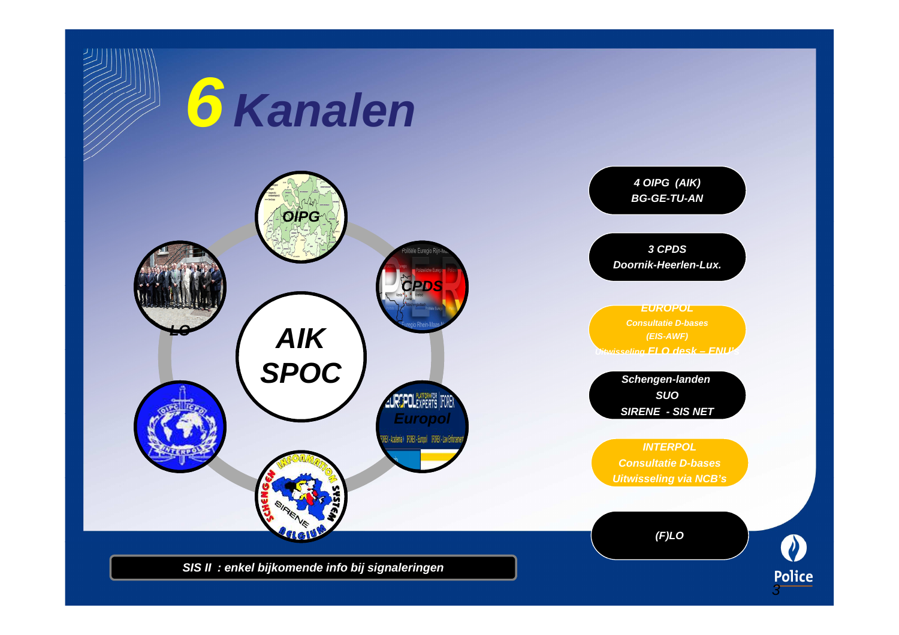# 6 Kanalen

AIK SPOC

OIPG

CPDS

Europol

LO

- **4 OIPG (AIK)**
  **BG-GE-TU-AN**
- **3 CPDS**
  **Doornik-Heerlen-Lux.**
- **EUROPOL**
  **Consultatie D-bases**
  **(EIS-AWF)**
  **Uitwisseling ELO desk – ENU's**
- **Schengen-landen**
  **SUO**
  **SIRENE - SIS NET**
- **INTERPOL**
  **Consultatie D-bases**
  **Uitwisseling via NCB's**
- **(F)LO**

**SIS II : enkel bijkomende info bij signaleringen**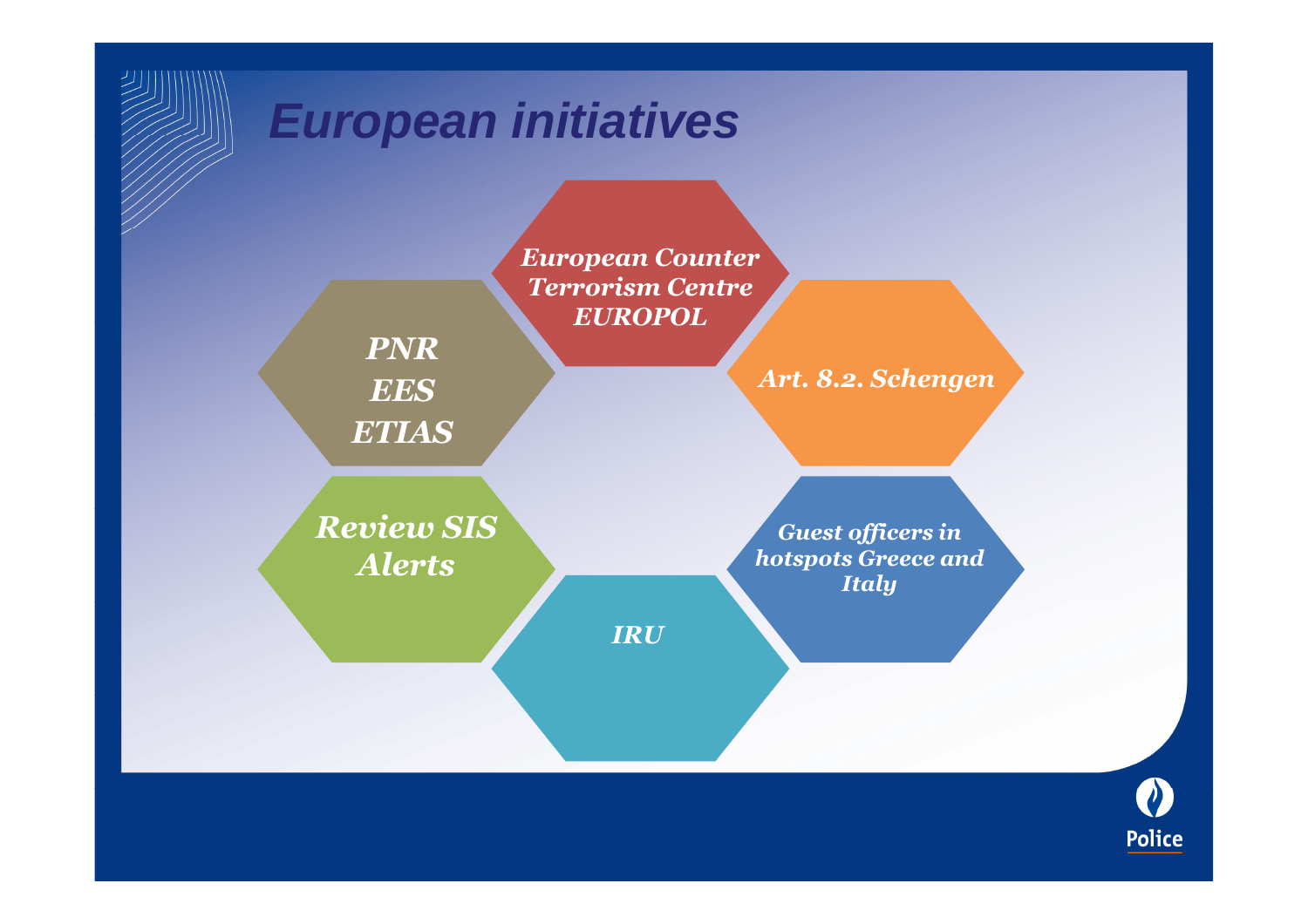# European initiatives

- European Counter Terrorism Centre EUROPOL
- Art. 8.2. Schengen
- Guest officers in hotspots Greece and Italy
- IRU
- Review SIS Alerts
- PNR
  EES
  ETIAS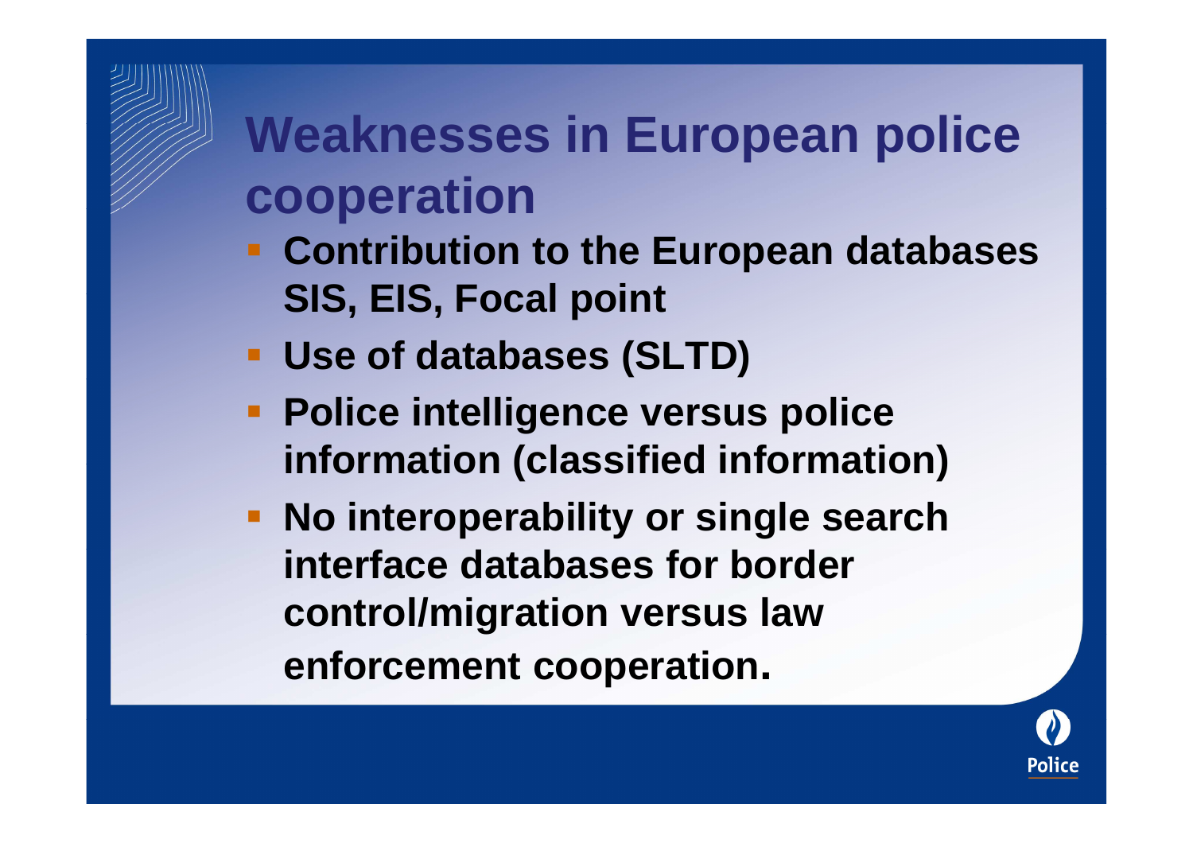# Weaknesses in European police cooperation

- **Contribution to the European databases SIS, EIS, Focal point**
- **Use of databases (SLTD)**
- **Police intelligence versus police information (classified information)**
- **No interoperability or single search interface databases for border control/migration versus law enforcement cooperation.**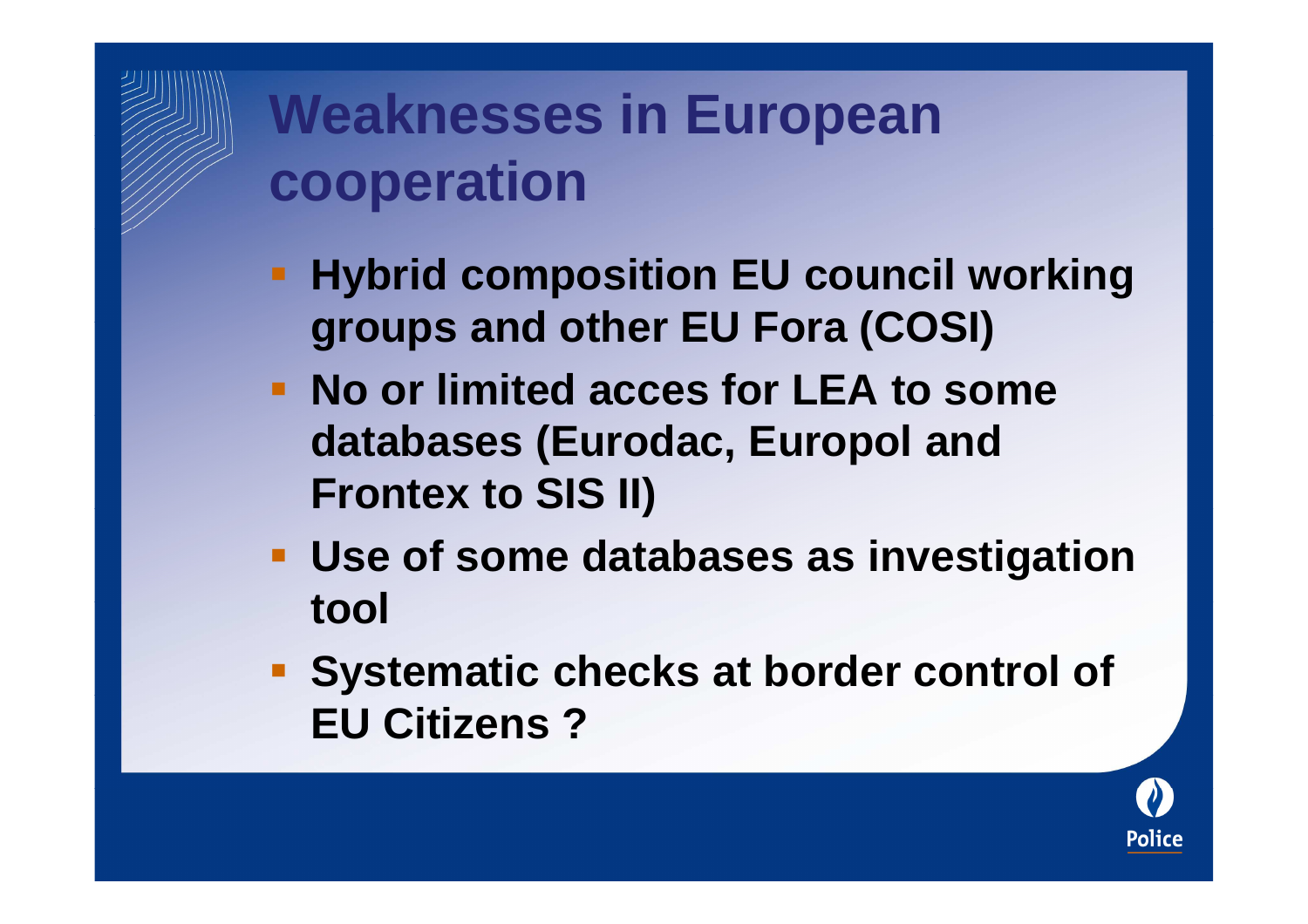# Weaknesses in European cooperation

- **Hybrid composition EU council working groups and other EU Fora (COSI)**
- **No or limited acces for LEA to some databases (Eurodac, Europol and Frontex to SIS II)**
- **Use of some databases as investigation tool**
- **Systematic checks at border control of EU Citizens ?**

Police